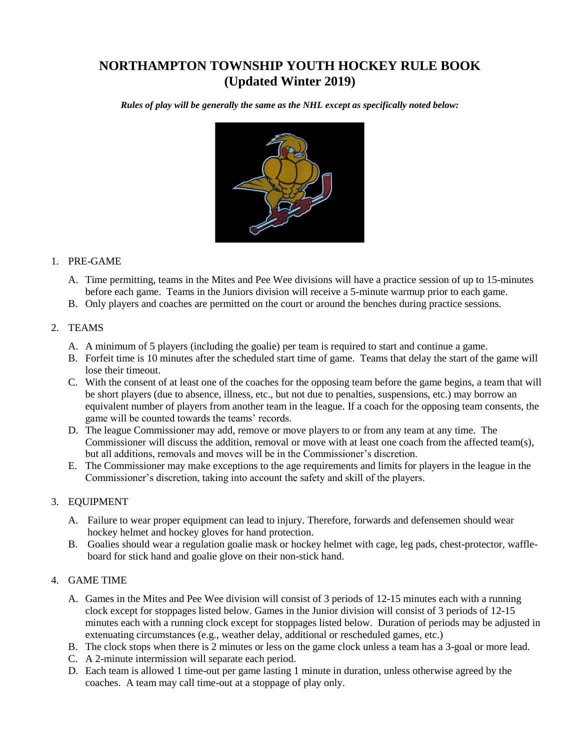# NORTHAMPTON TOWNSHIP YOUTH HOCKEY RULE BOOK
# (Updated Winter 2019)

***Rules of play will be generally the same as the NHL except as specifically noted below:***

1. PRE-GAME

   A. Time permitting, teams in the Mites and Pee Wee divisions will have a practice session of up to 15-minutes before each game. Teams in the Juniors division will receive a 5-minute warmup prior to each game.

   B. Only players and coaches are permitted on the court or around the benches during practice sessions.

2. TEAMS

   A. A minimum of 5 players (including the goalie) per team is required to start and continue a game.

   B. Forfeit time is 10 minutes after the scheduled start time of game. Teams that delay the start of the game will lose their timeout.

   C. With the consent of at least one of the coaches for the opposing team before the game begins, a team that will be short players (due to absence, illness, etc., but not due to penalties, suspensions, etc.) may borrow an equivalent number of players from another team in the league. If a coach for the opposing team consents, the game will be counted towards the teams' records.

   D. The league Commissioner may add, remove or move players to or from any team at any time. The Commissioner will discuss the addition, removal or move with at least one coach from the affected team(s), but all additions, removals and moves will be in the Commissioner's discretion.

   E. The Commissioner may make exceptions to the age requirements and limits for players in the league in the Commissioner's discretion, taking into account the safety and skill of the players.

3. EQUIPMENT

   A. Failure to wear proper equipment can lead to injury. Therefore, forwards and defensemen should wear hockey helmet and hockey gloves for hand protection.

   B. Goalies should wear a regulation goalie mask or hockey helmet with cage, leg pads, chest-protector, waffle-board for stick hand and goalie glove on their non-stick hand.

4. GAME TIME

   A. Games in the Mites and Pee Wee division will consist of 3 periods of 12-15 minutes each with a running clock except for stoppages listed below. Games in the Junior division will consist of 3 periods of 12-15 minutes each with a running clock except for stoppages listed below. Duration of periods may be adjusted in extenuating circumstances (e.g., weather delay, additional or rescheduled games, etc.)

   B. The clock stops when there is 2 minutes or less on the game clock unless a team has a 3-goal or more lead.

   C. A 2-minute intermission will separate each period.

   D. Each team is allowed 1 time-out per game lasting 1 minute in duration, unless otherwise agreed by the coaches. A team may call time-out at a stoppage of play only.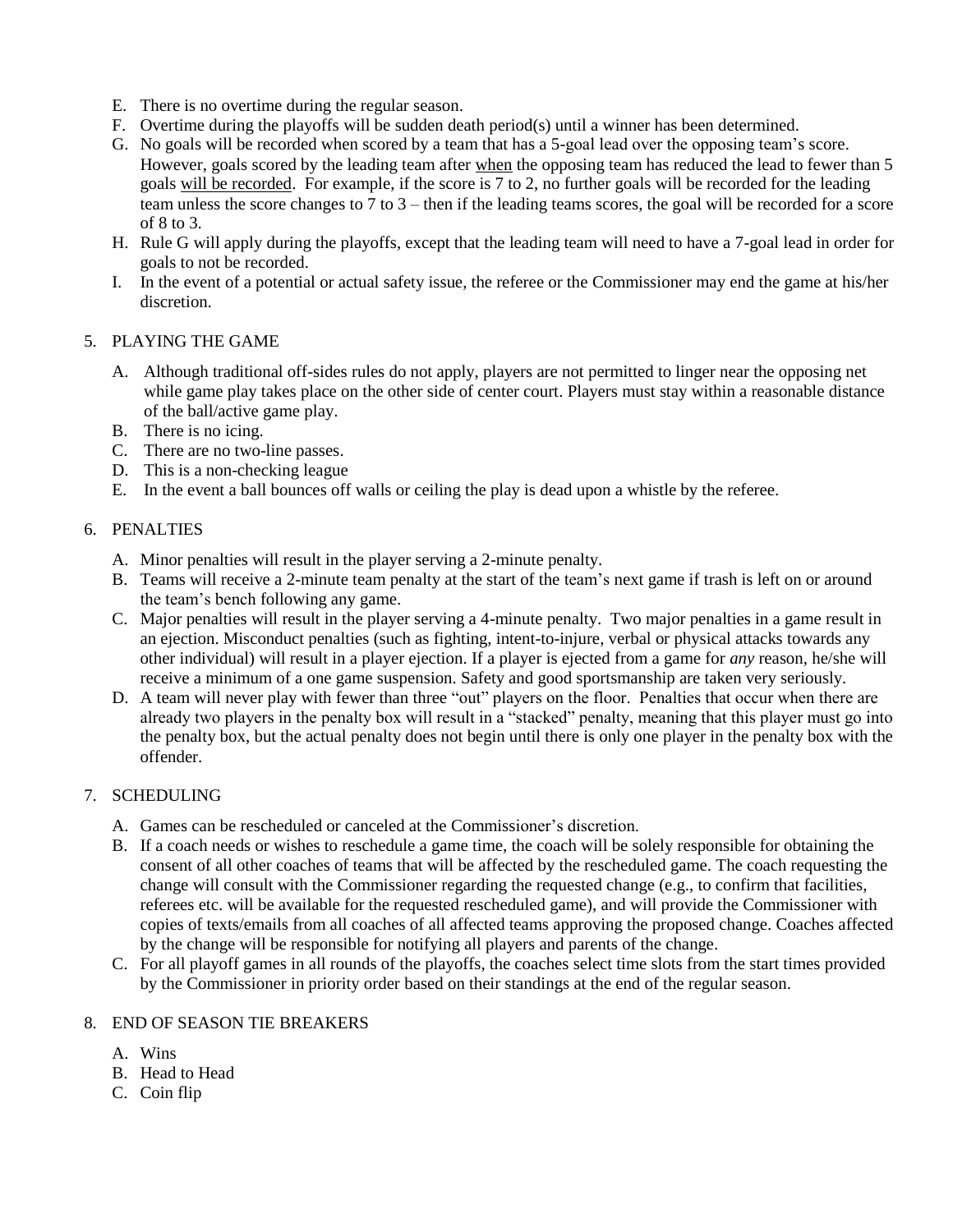E. There is no overtime during the regular season.
F. Overtime during the playoffs will be sudden death period(s) until a winner has been determined.
G. No goals will be recorded when scored by a team that has a 5-goal lead over the opposing team's score. However, goals scored by the leading team after <u>when</u> the opposing team has reduced the lead to fewer than 5 goals <u>will be recorded</u>. For example, if the score is 7 to 2, no further goals will be recorded for the leading team unless the score changes to 7 to 3 – then if the leading teams scores, the goal will be recorded for a score of 8 to 3.
H. Rule G will apply during the playoffs, except that the leading team will need to have a 7-goal lead in order for goals to not be recorded.
I. In the event of a potential or actual safety issue, the referee or the Commissioner may end the game at his/her discretion.

5. PLAYING THE GAME

A. Although traditional off-sides rules do not apply, players are not permitted to linger near the opposing net while game play takes place on the other side of center court. Players must stay within a reasonable distance of the ball/active game play.
B. There is no icing.
C. There are no two-line passes.
D. This is a non-checking league
E. In the event a ball bounces off walls or ceiling the play is dead upon a whistle by the referee.

6. PENALTIES

A. Minor penalties will result in the player serving a 2-minute penalty.
B. Teams will receive a 2-minute team penalty at the start of the team's next game if trash is left on or around the team's bench following any game.
C. Major penalties will result in the player serving a 4-minute penalty. Two major penalties in a game result in an ejection. Misconduct penalties (such as fighting, intent-to-injure, verbal or physical attacks towards any other individual) will result in a player ejection. If a player is ejected from a game for *any* reason, he/she will receive a minimum of a one game suspension. Safety and good sportsmanship are taken very seriously.
D. A team will never play with fewer than three "out" players on the floor. Penalties that occur when there are already two players in the penalty box will result in a "stacked" penalty, meaning that this player must go into the penalty box, but the actual penalty does not begin until there is only one player in the penalty box with the offender.

7. SCHEDULING

A. Games can be rescheduled or canceled at the Commissioner's discretion.
B. If a coach needs or wishes to reschedule a game time, the coach will be solely responsible for obtaining the consent of all other coaches of teams that will be affected by the rescheduled game. The coach requesting the change will consult with the Commissioner regarding the requested change (e.g., to confirm that facilities, referees etc. will be available for the requested rescheduled game), and will provide the Commissioner with copies of texts/emails from all coaches of all affected teams approving the proposed change. Coaches affected by the change will be responsible for notifying all players and parents of the change.
C. For all playoff games in all rounds of the playoffs, the coaches select time slots from the start times provided by the Commissioner in priority order based on their standings at the end of the regular season.

8. END OF SEASON TIE BREAKERS

A. Wins
B. Head to Head
C. Coin flip